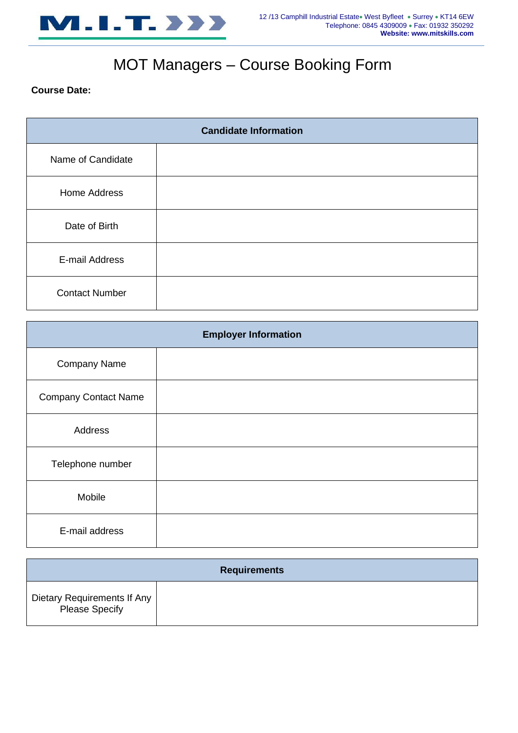M.I.T.

12 /13 Camphill Industrial Estate • West Byfleet • Surrey • KT14 6EW
Telephone: 0845 4309009 • Fax: 01932 350292
**Website: www.mitskills.com**

# MOT Managers – Course Booking Form

**Course Date:**

| **Candidate Information** | |
|---|---|
| Name of Candidate | |
| Home Address | |
| Date of Birth | |
| E-mail Address | |
| Contact Number | |

| **Employer Information** | |
|---|---|
| Company Name | |
| Company Contact Name | |
| Address | |
| Telephone number | |
| Mobile | |
| E-mail address | |

| **Requirements** | |
|---|---|
| Dietary Requirements If Any Please Specify | |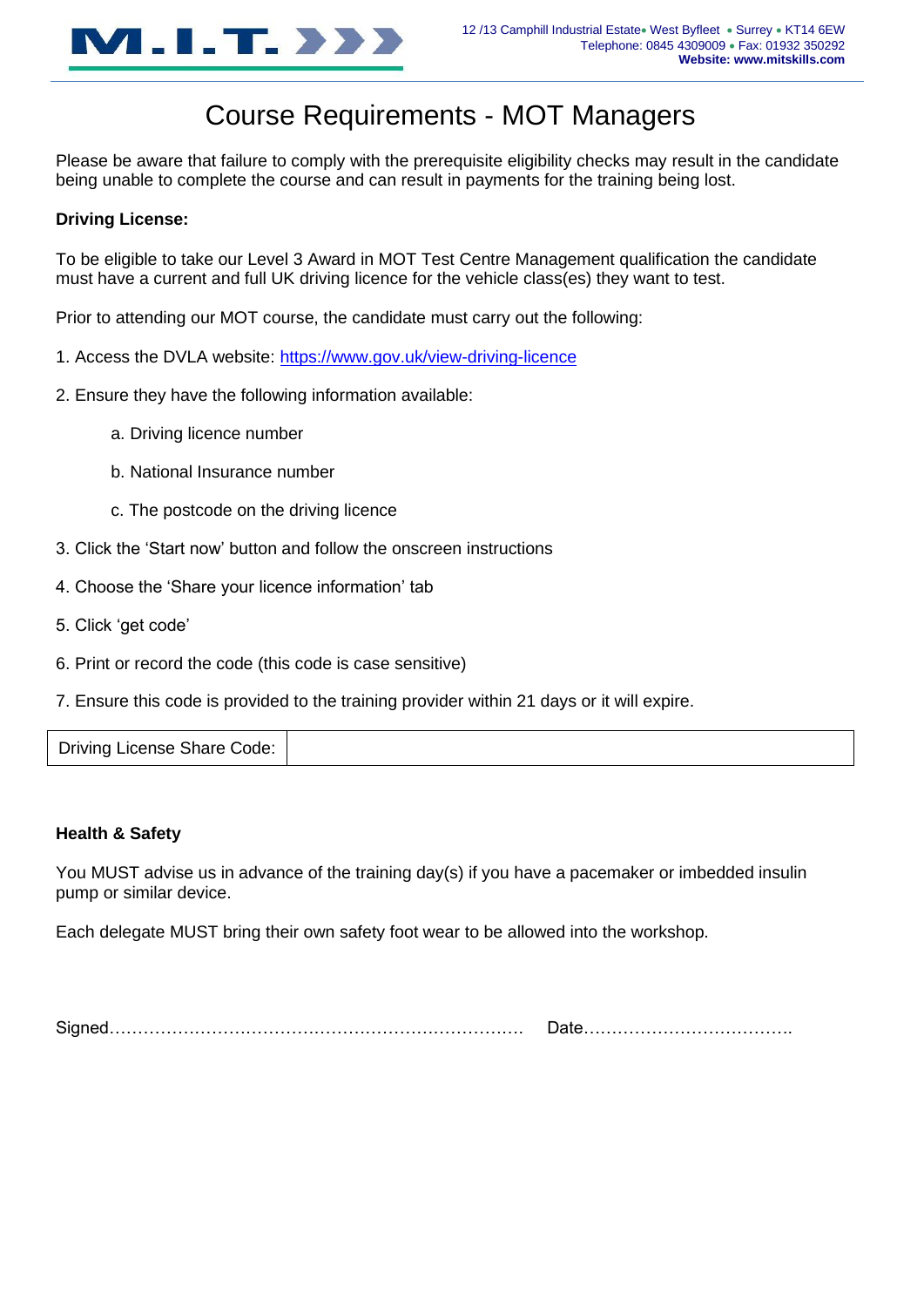M.I.T.

12 /13 Camphill Industrial Estate • West Byfleet • Surrey • KT14 6EW
Telephone: 0845 4309009 • Fax: 01932 350292
**Website: www.mitskills.com**

# Course Requirements - MOT Managers

Please be aware that failure to comply with the prerequisite eligibility checks may result in the candidate being unable to complete the course and can result in payments for the training being lost.

**Driving License:**

To be eligible to take our Level 3 Award in MOT Test Centre Management qualification the candidate must have a current and full UK driving licence for the vehicle class(es) they want to test.

Prior to attending our MOT course, the candidate must carry out the following:

1. Access the DVLA website: https://www.gov.uk/view-driving-licence
2. Ensure they have the following information available:
    a. Driving licence number
    b. National Insurance number
    c. The postcode on the driving licence
3. Click the 'Start now' button and follow the onscreen instructions
4. Choose the 'Share your licence information' tab
5. Click 'get code'
6. Print or record the code (this code is case sensitive)
7. Ensure this code is provided to the training provider within 21 days or it will expire.

| | |
|---|---|
| Driving License Share Code: | |

**Health & Safety**

You MUST advise us in advance of the training day(s) if you have a pacemaker or imbedded insulin pump or similar device.

Each delegate MUST bring their own safety foot wear to be allowed into the workshop.

Signed……………………………………………………………… Date……………………………….